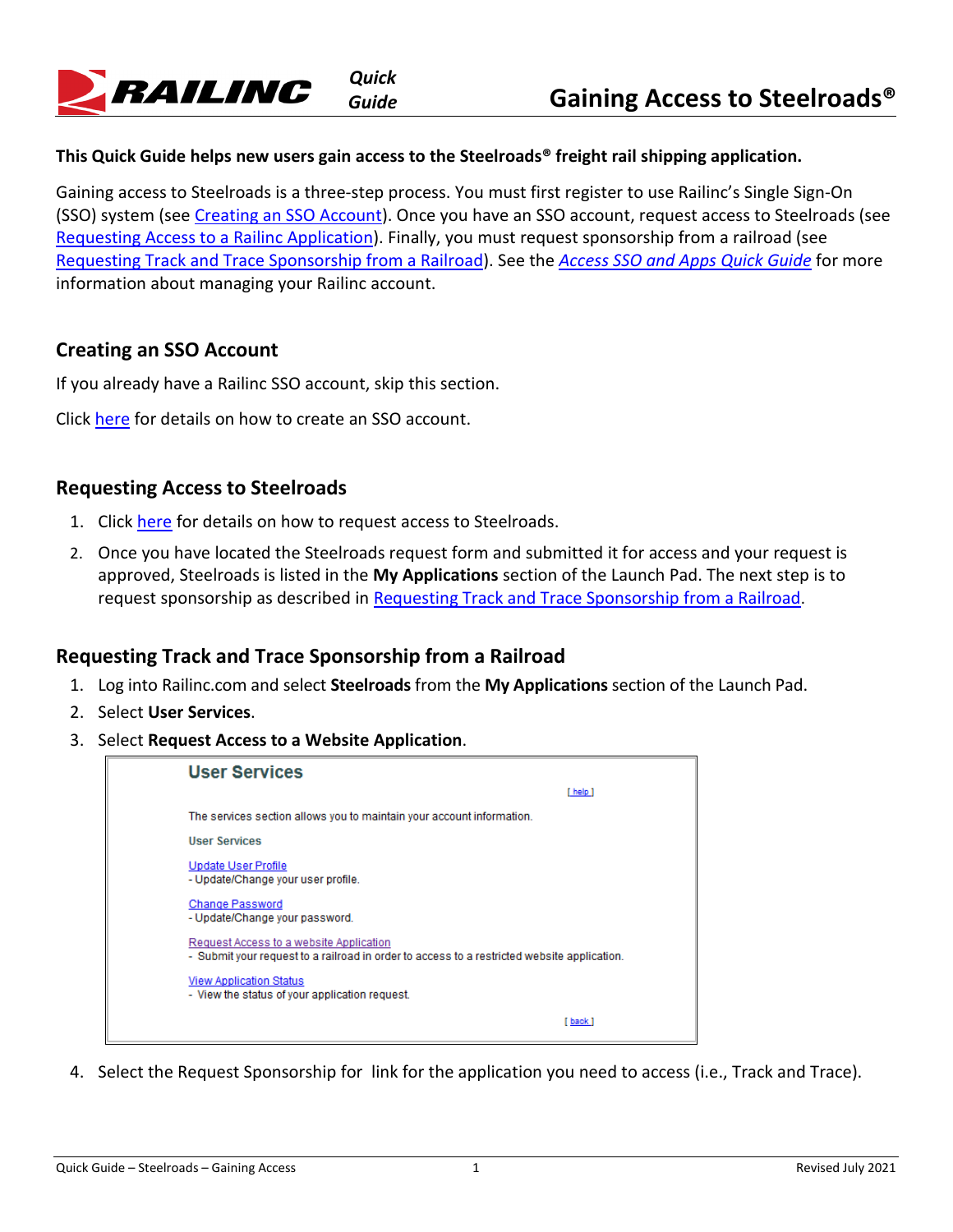# Gaining Access to Steelroads®

**This Quick Guide helps new users gain access to the Steelroads® freight rail shipping application.**

Gaining access to Steelroads is a three-step process. You must first register to use Railinc's Single Sign-On (SSO) system (see Creating an SSO Account). Once you have an SSO account, request access to Steelroads (see Requesting Access to a Railinc Application). Finally, you must request sponsorship from a railroad (see Requesting Track and Trace Sponsorship from a Railroad). See the *Access SSO and Apps Quick Guide* for more information about managing your Railinc account.

## Creating an SSO Account

If you already have a Railinc SSO account, skip this section.

Click here for details on how to create an SSO account.

## Requesting Access to Steelroads

1. Click here for details on how to request access to Steelroads.
2. Once you have located the Steelroads request form and submitted it for access and your request is approved, Steelroads is listed in the **My Applications** section of the Launch Pad. The next step is to request sponsorship as described in Requesting Track and Trace Sponsorship from a Railroad.

## Requesting Track and Trace Sponsorship from a Railroad

1. Log into Railinc.com and select **Steelroads** from the **My Applications** section of the Launch Pad.
2. Select **User Services**.
3. Select **Request Access to a Website Application**.

**User Services**

[ help ]

The services section allows you to maintain your account information.

User Services

Update User Profile
- Update/Change your user profile.

Change Password
- Update/Change your password.

Request Access to a website Application
- Submit your request to a railroad in order to access to a restricted website application.

View Application Status
- View the status of your application request.

[ back ]

4. Select the Request Sponsorship for link for the application you need to access (i.e., Track and Trace).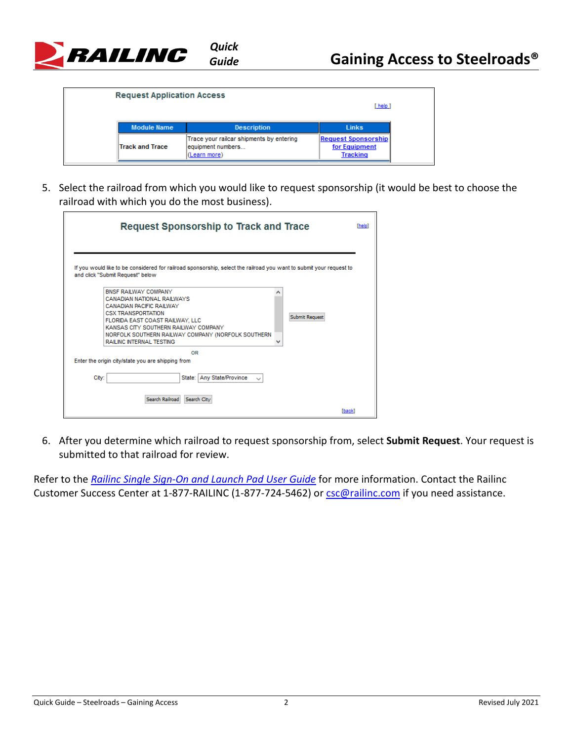Request Application Access

[ help ]

| Module Name | Description | Links |
| --- | --- | --- |
| Track and Trace | Trace your railcar shipments by entering equipment numbers... (Learn more) | Request Sponsorship for Equipment Tracking |

5. Select the railroad from which you would like to request sponsorship (it would be best to choose the railroad with which you do the most business).

Request Sponsorship to Track and Trace [help]

If you would like to be considered for railroad sponsorship, select the railroad you want to submit your request to and click "Submit Request" below

BNSF RAILWAY COMPANY
CANADIAN NATIONAL RAILWAYS
CANADIAN PACIFIC RAILWAY
CSX TRANSPORTATION
FLORIDA EAST COAST RAILWAY, LLC
KANSAS CITY SOUTHERN RAILWAY COMPANY
NORFOLK SOUTHERN RAILWAY COMPANY (NORFOLK SOUTHERN
RAILINC INTERNAL TESTING

Submit Request

OR

Enter the origin city/state you are shipping from

City: State: Any State/Province

Search Railroad Search City

[back]

6. After you determine which railroad to request sponsorship from, select **Submit Request**. Your request is submitted to that railroad for review.

Refer to the *Railinc Single Sign-On and Launch Pad User Guide* for more information. Contact the Railinc Customer Success Center at 1-877-RAILINC (1-877-724-5462) or csc@railinc.com if you need assistance.